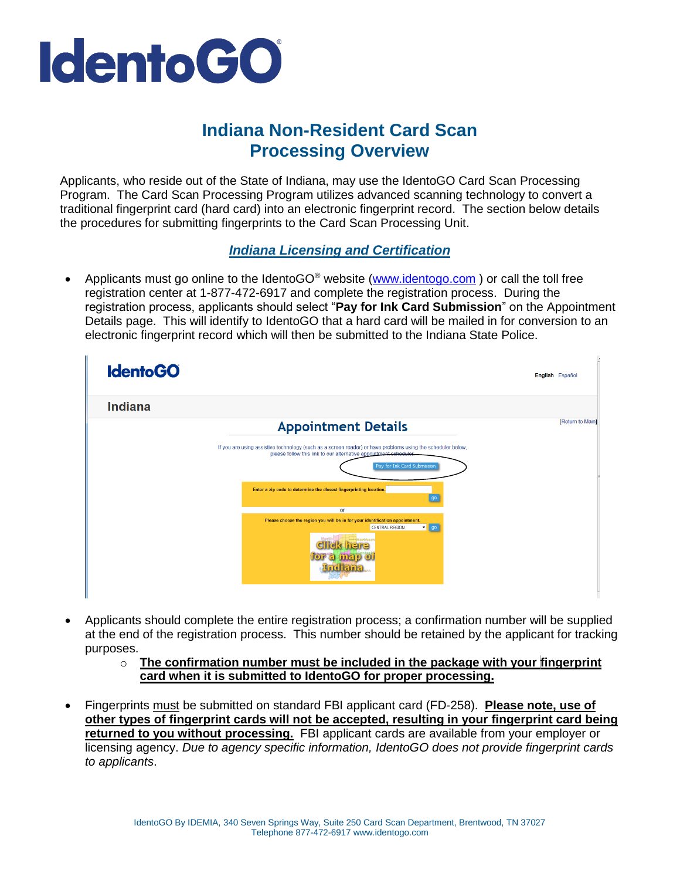# IdentoGO

## Indana Non-Resident Card Scan Processing Overview

Applicants, who reside out of the State of Indiana, may use the IdentoGO Card Scan Processing Program. The Card Scan Processing Program utilizes advanced scanning technology to convert a traditional fingerprint card (hard card) into an electronic fingerprint record. The section below details the procedures for submitting fingerprints to the Card Scan Processing Unit.

### ***Indiana Licensing and Certification***

- Applicants must go online to the IdentoGO® website (www.identogo.com ) or call the toll free registration center at 1-877-472-6917 and complete the registration process. During the registration process, applicants should select "**Pay for Ink Card Submission**" on the Appointment Details page. This will identify to IdentoGO that a hard card will be mailed in for conversion to an electronic fingerprint record which will then be submitted to the Indiana State Police.

- Applicants should complete the entire registration process; a confirmation number will be supplied at the end of the registration process. This number should be retained by the applicant for tracking purposes.
  - **The confirmation number must be included in the package with your fingerprint card when it is submitted to IdentoGO for proper processing.**

- Fingerprints must be submitted on standard FBI applicant card (FD-258). **Please note, use of other types of fingerprint cards will not be accepted, resulting in your fingerprint card being returned to you without processing.** FBI applicant cards are available from your employer or licensing agency. *Due to agency specific information, IdentoGO does not provide fingerprint cards to applicants*.

IdentoGO By IDEMIA, 340 Seven Springs Way, Suite 250 Card Scan Department, Brentwood, TN 37027
Telephone 877-472-6917 www.identogo.com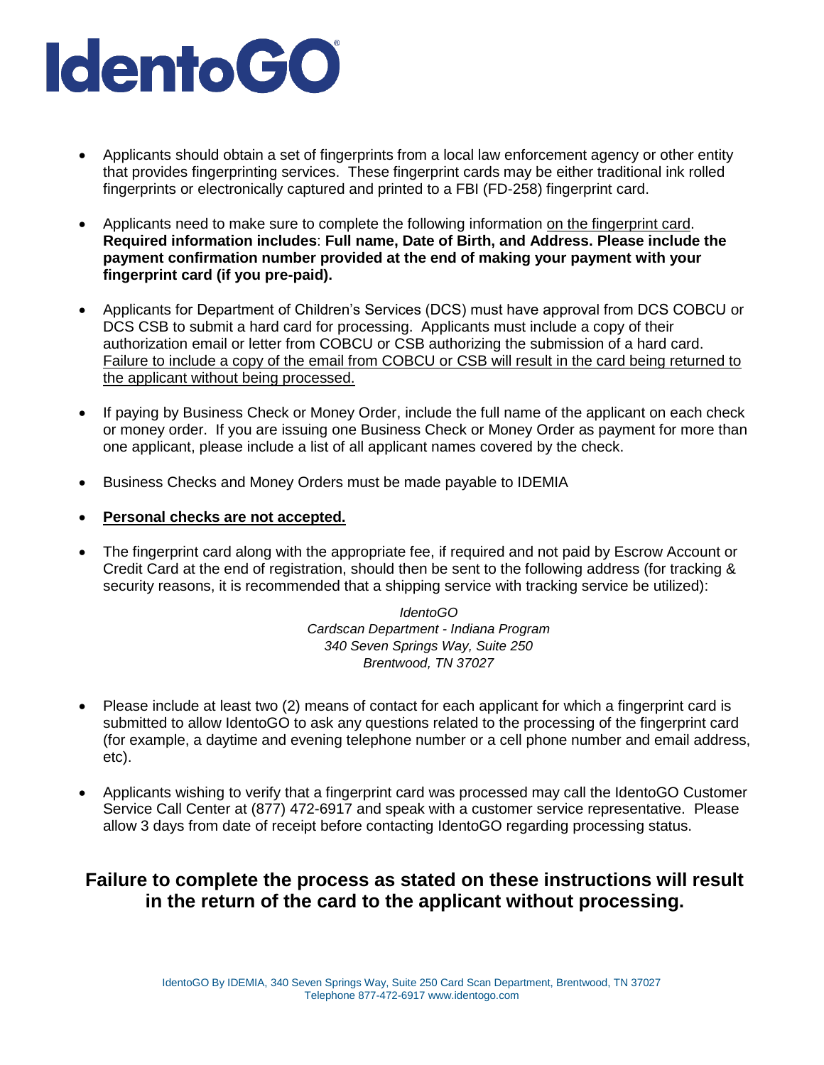# IdentoGO

- Applicants should obtain a set of fingerprints from a local law enforcement agency or other entity that provides fingerprinting services. These fingerprint cards may be either traditional ink rolled fingerprints or electronically captured and printed to a FBI (FD-258) fingerprint card.

- Applicants need to make sure to complete the following information on the fingerprint card. **Required information includes**: **Full name, Date of Birth, and Address. Please include the payment confirmation number provided at the end of making your payment with your fingerprint card (if you pre-paid).**

- Applicants for Department of Children's Services (DCS) must have approval from DCS COBCU or DCS CSB to submit a hard card for processing. Applicants must include a copy of their authorization email or letter from COBCU or CSB authorizing the submission of a hard card. Failure to include a copy of the email from COBCU or CSB will result in the card being returned to the applicant without being processed.

- If paying by Business Check or Money Order, include the full name of the applicant on each check or money order. If you are issuing one Business Check or Money Order as payment for more than one applicant, please include a list of all applicant names covered by the check.

- Business Checks and Money Orders must be made payable to IDEMIA

- **Personal checks are not accepted.**

- The fingerprint card along with the appropriate fee, if required and not paid by Escrow Account or Credit Card at the end of registration, should then be sent to the following address (for tracking & security reasons, it is recommended that a shipping service with tracking service be utilized):

  *IdentoGO*
  *Cardscan Department - Indiana Program*
  *340 Seven Springs Way, Suite 250*
  *Brentwood, TN 37027*

- Please include at least two (2) means of contact for each applicant for which a fingerprint card is submitted to allow IdentoGO to ask any questions related to the processing of the fingerprint card (for example, a daytime and evening telephone number or a cell phone number and email address, etc).

- Applicants wishing to verify that a fingerprint card was processed may call the IdentoGO Customer Service Call Center at (877) 472-6917 and speak with a customer service representative. Please allow 3 days from date of receipt before contacting IdentoGO regarding processing status.

**Failure to complete the process as stated on these instructions will result in the return of the card to the applicant without processing.**

IdentoGO By IDEMIA, 340 Seven Springs Way, Suite 250 Card Scan Department, Brentwood, TN 37027
Telephone 877-472-6917 www.identogo.com